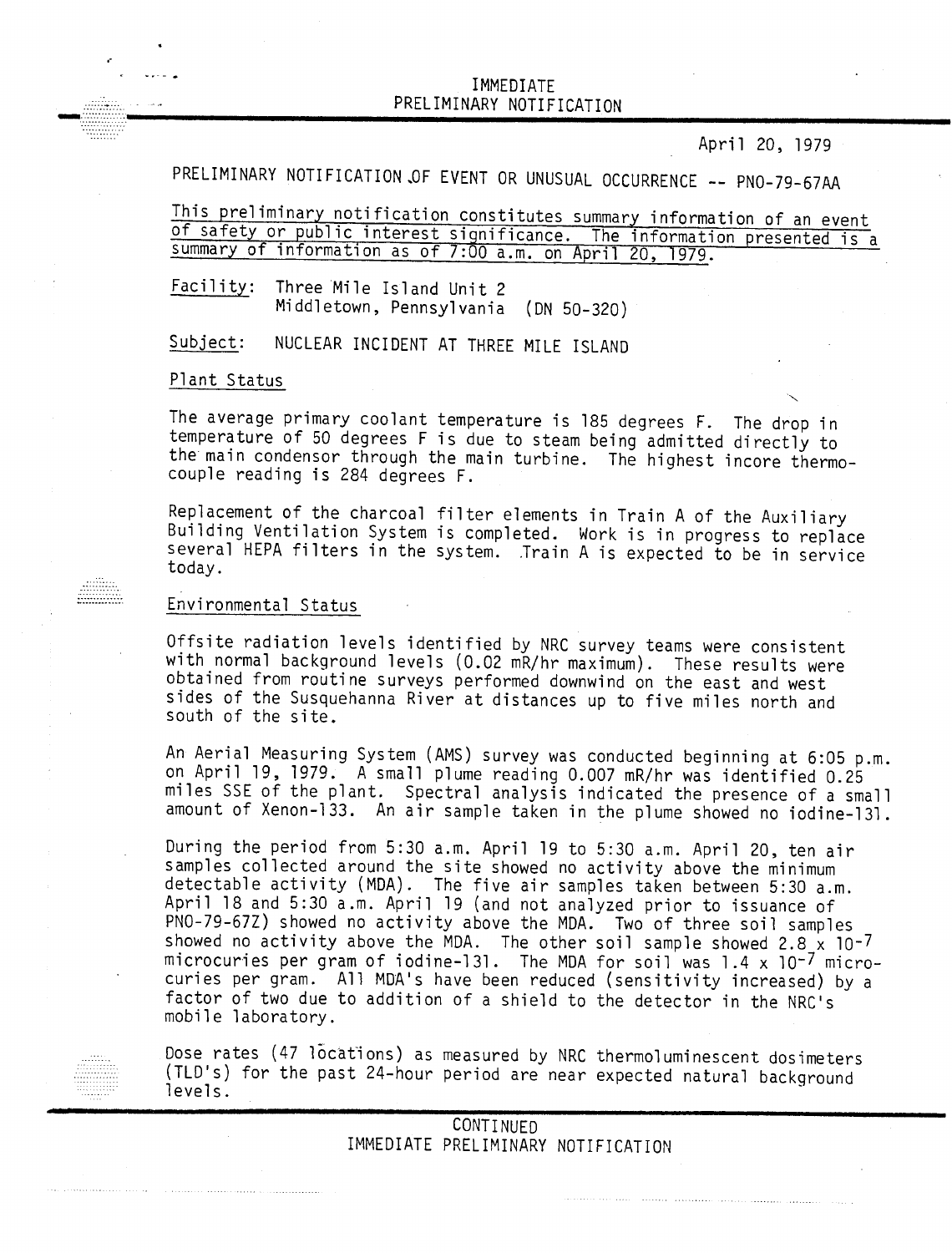IMMEDIATE
PRELIMINARY NOTIFICATION

April 20, 1979

PRELIMINARY NOTIFICATION OF EVENT OR UNUSUAL OCCURRENCE -- PNO-79-67AA

This preliminary notification constitutes summary information of an event of safety or public interest significance. The information presented is a summary of information as of 7:00 a.m. on April 20, 1979.

Facility: Three Mile Island Unit 2
Middletown, Pennsylvania (DN 50-320)

Subject: NUCLEAR INCIDENT AT THREE MILE ISLAND

## Plant Status

The average primary coolant temperature is 185 degrees F. The drop in temperature of 50 degrees F is due to steam being admitted directly to the main condensor through the main turbine. The highest incore thermocouple reading is 284 degrees F.

Replacement of the charcoal filter elements in Train A of the Auxiliary Building Ventilation System is completed. Work is in progress to replace several HEPA filters in the system. Train A is expected to be in service today.

## Environmental Status

Offsite radiation levels identified by NRC survey teams were consistent with normal background levels (0.02 mR/hr maximum). These results were obtained from routine surveys performed downwind on the east and west sides of the Susquehanna River at distances up to five miles north and south of the site.

An Aerial Measuring System (AMS) survey was conducted beginning at 6:05 p.m. on April 19, 1979. A small plume reading 0.007 mR/hr was identified 0.25 miles SSE of the plant. Spectral analysis indicated the presence of a small amount of Xenon-133. An air sample taken in the plume showed no iodine-131.

During the period from 5:30 a.m. April 19 to 5:30 a.m. April 20, ten air samples collected around the site showed no activity above the minimum detectable activity (MDA). The five air samples taken between 5:30 a.m. April 18 and 5:30 a.m. April 19 (and not analyzed prior to issuance of PNO-79-67Z) showed no activity above the MDA. Two of three soil samples showed no activity above the MDA. The other soil sample showed $2.8 \times 10^{-7}$ microcuries per gram of iodine-131. The MDA for soil was $1.4 \times 10^{-7}$ microcuries per gram. All MDA's have been reduced (sensitivity increased) by a factor of two due to addition of a shield to the detector in the NRC's mobile laboratory.

Dose rates (47 locations) as measured by NRC thermoluminescent dosimeters (TLD's) for the past 24-hour period are near expected natural background levels.

CONTINUED
IMMEDIATE PRELIMINARY NOTIFICATION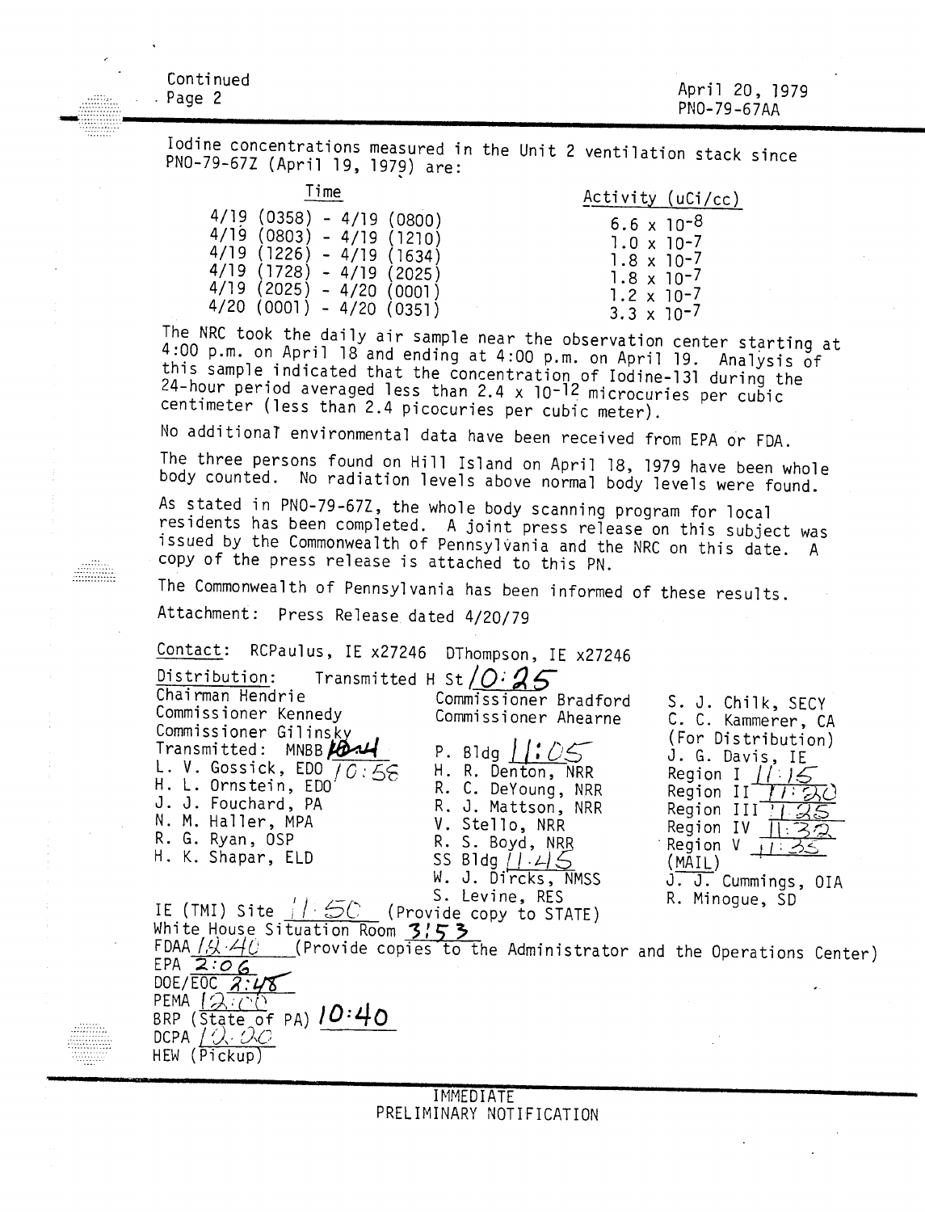Continued
Page 2

April 20, 1979
PNO-79-67AA

Iodine concentrations measured in the Unit 2 ventilation stack since PNO-79-67Z (April 19, 1979) are:

| Time | Activity (uCi/cc) |
|---|---|
| 4/19 (0358) - 4/19 (0800) | $6.6 \times 10^{-8}$ |
| 4/19 (0803) - 4/19 (1210) | $1.0 \times 10^{-7}$ |
| 4/19 (1226) - 4/19 (1634) | $1.8 \times 10^{-7}$ |
| 4/19 (1728) - 4/19 (2025) | $1.8 \times 10^{-7}$ |
| 4/19 (2025) - 4/20 (0001) | $1.2 \times 10^{-7}$ |
| 4/20 (0001) - 4/20 (0351) | $3.3 \times 10^{-7}$ |

The NRC took the daily air sample near the observation center starting at 4:00 p.m. on April 18 and ending at 4:00 p.m. on April 19. Analysis of this sample indicated that the concentration of Iodine-131 during the 24-hour period averaged less than $2.4 \times 10^{-12}$ microcuries per cubic centimeter (less than 2.4 picocuries per cubic meter).

No additional environmental data have been received from EPA or FDA.

The three persons found on Hill Island on April 18, 1979 have been whole body counted. No radiation levels above normal body levels were found.

As stated in PNO-79-67Z, the whole body scanning program for local residents has been completed. A joint press release on this subject was issued by the Commonwealth of Pennsylvania and the NRC on this date. A copy of the press release is attached to this PN.

The Commonwealth of Pennsylvania has been informed of these results.

Attachment: Press Release dated 4/20/79

Contact: RCPaulus, IE x27246 DThompson, IE x27246

Distribution: Transmitted H St 10:25

Chairman Hendrie
Commissioner Kennedy
Commissioner Gilinsky
Transmitted: MNBB 10:44
L. V. Gossick, EDO 10:58
H. L. Ornstein, EDO
J. J. Fouchard, PA
N. M. Haller, MPA
R. G. Ryan, OSP
H. K. Shapar, ELD

Commissioner Bradford
Commissioner Ahearne
P. Bldg 11:05
H. R. Denton, NRR
R. C. DeYoung, NRR
R. J. Mattson, NRR
V. Stello, NRR
R. S. Boyd, NRR
SS Bldg 11:45
W. J. Dircks, NMSS
S. Levine, RES

S. J. Chilk, SECY
C. C. Kammerer, CA (For Distribution)
J. G. Davis, IE
Region I 11:15
Region II 11:20
Region III 11:25
Region IV 11:32
Region V 11:35 (MAIL)
J. J. Cummings, OIA
R. Minogue, SD

IE (TMI) Site 11:50 (Provide copy to STATE)
White House Situation Room 3:53
FDAA 12:40 (Provide copies to the Administrator and the Operations Center)
EPA 2:06
DOE/EOC 2:48
PEMA 12:00
BRP (State of PA) 10:40
DCPA 12:20
HEW (Pickup)

IMMEDIATE
PRELIMINARY NOTIFICATION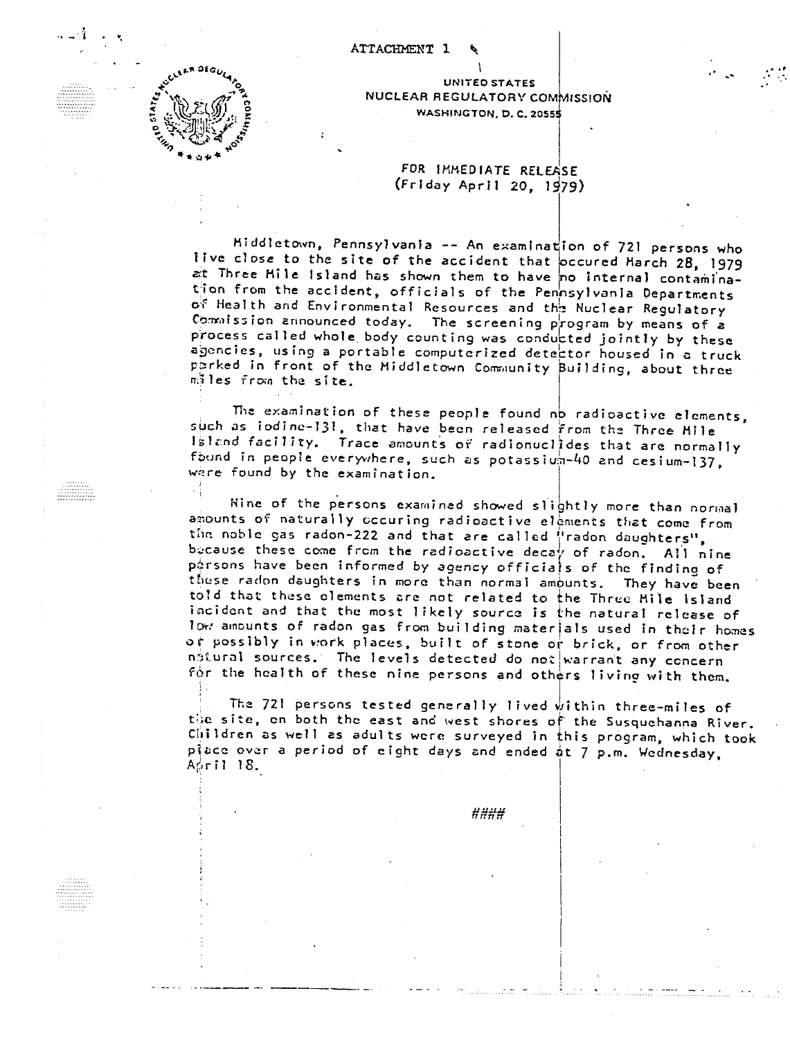ATTACHMENT 1

UNITED STATES
NUCLEAR REGULATORY COMMISSION
WASHINGTON, D. C. 20555

FOR IMMEDIATE RELEASE
(Friday April 20, 1979)

Middletown, Pennsylvania -- An examination of 721 persons who live close to the site of the accident that occured March 28, 1979 at Three Mile Island has shown them to have no internal contamination from the accident, officials of the Pennsylvania Departments of Health and Environmental Resources and the Nuclear Regulatory Commission announced today. The screening program by means of a process called whole body counting was conducted jointly by these agencies, using a portable computerized detector housed in a truck parked in front of the Middletown Community Building, about three miles from the site.

The examination of these people found no radioactive elements, such as iodine-131, that have been released from the Three Mile Island facility. Trace amounts of radionuclides that are normally found in people everywhere, such as potassium-40 and cesium-137, were found by the examination.

Nine of the persons examined showed slightly more than normal amounts of naturally occuring radioactive elements that come from the noble gas radon-222 and that are called "radon daughters", because these come from the radioactive decay of radon. All nine persons have been informed by agency officials of the finding of these radon daughters in more than normal amounts. They have been told that these elements are not related to the Three Mile Island incident and that the most likely source is the natural release of low amounts of radon gas from building materials used in their homes or possibly in work places, built of stone or brick, or from other natural sources. The levels detected do not warrant any concern for the health of these nine persons and others living with them.

The 721 persons tested generally lived within three-miles of the site, on both the east and west shores of the Susquehanna River. Children as well as adults were surveyed in this program, which took place over a period of eight days and ended at 7 p.m. Wednesday, April 18.

####